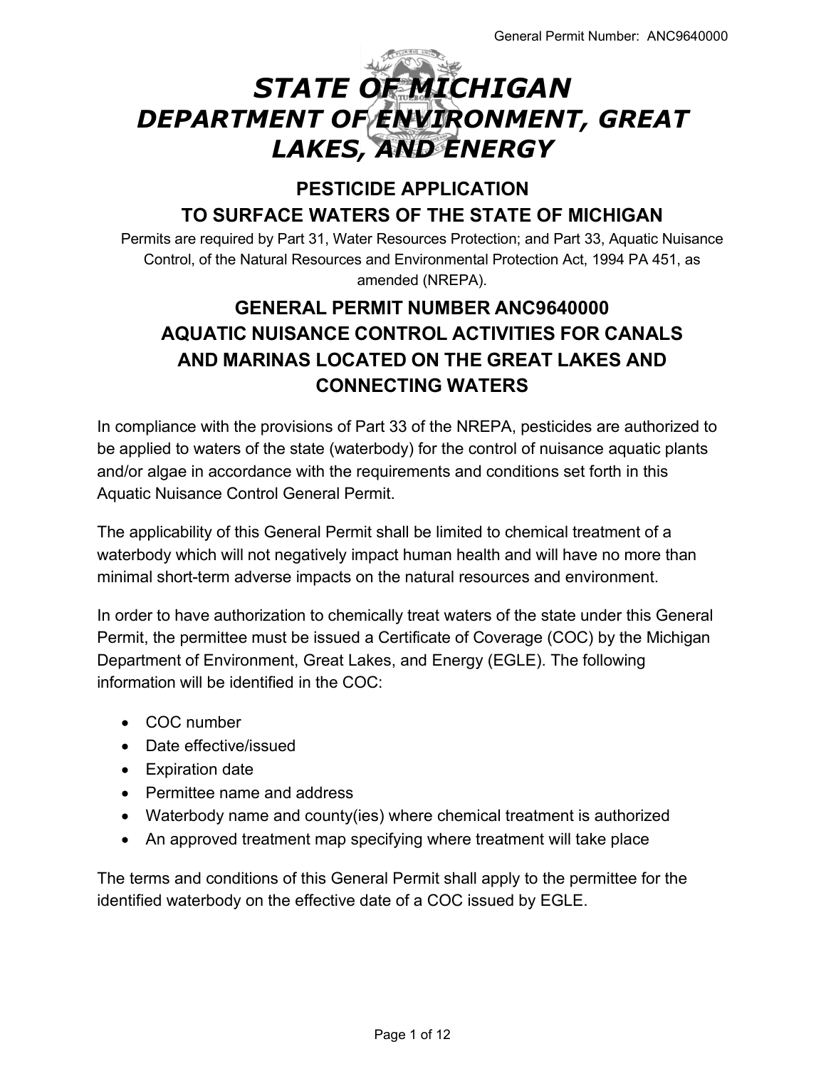# *STATE OF MICHIGAN*
# *DEPARTMENT OF ENVIRONMENT, GREAT LAKES, AND ENERGY*

## PESTICIDE APPLICATION TO SURFACE WATERS OF THE STATE OF MICHIGAN

Permits are required by Part 31, Water Resources Protection; and Part 33, Aquatic Nuisance Control, of the Natural Resources and Environmental Protection Act, 1994 PA 451, as amended (NREPA).

## GENERAL PERMIT NUMBER ANC9640000
## AQUATIC NUISANCE CONTROL ACTIVITIES FOR CANALS AND MARINAS LOCATED ON THE GREAT LAKES AND CONNECTING WATERS

In compliance with the provisions of Part 33 of the NREPA, pesticides are authorized to be applied to waters of the state (waterbody) for the control of nuisance aquatic plants and/or algae in accordance with the requirements and conditions set forth in this Aquatic Nuisance Control General Permit.

The applicability of this General Permit shall be limited to chemical treatment of a waterbody which will not negatively impact human health and will have no more than minimal short-term adverse impacts on the natural resources and environment.

In order to have authorization to chemically treat waters of the state under this General Permit, the permittee must be issued a Certificate of Coverage (COC) by the Michigan Department of Environment, Great Lakes, and Energy (EGLE). The following information will be identified in the COC:

- COC number
- Date effective/issued
- Expiration date
- Permittee name and address
- Waterbody name and county(ies) where chemical treatment is authorized
- An approved treatment map specifying where treatment will take place

The terms and conditions of this General Permit shall apply to the permittee for the identified waterbody on the effective date of a COC issued by EGLE.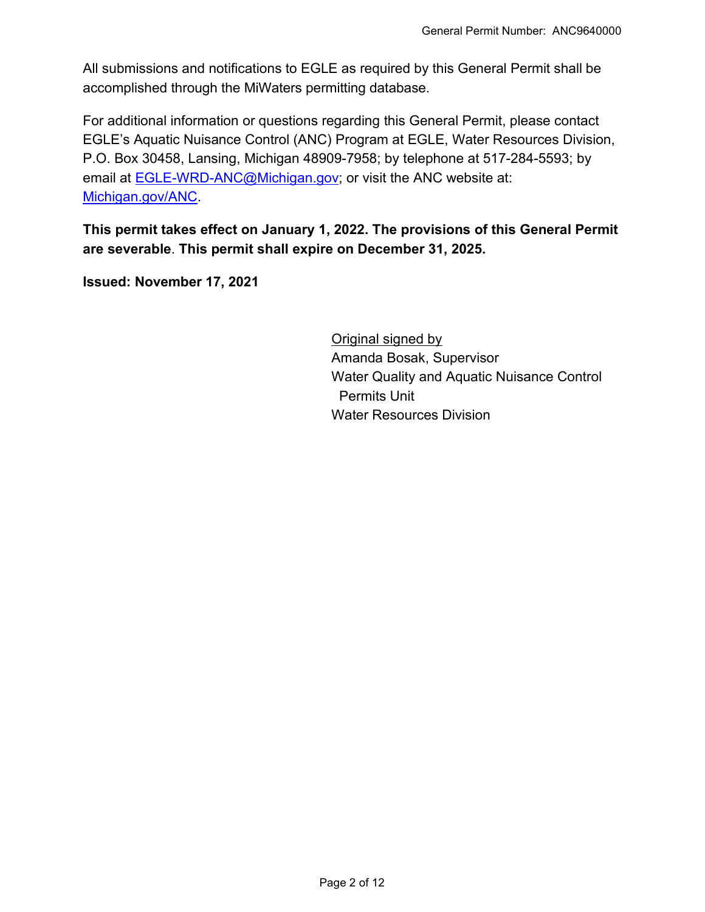All submissions and notifications to EGLE as required by this General Permit shall be accomplished through the MiWaters permitting database.

For additional information or questions regarding this General Permit, please contact EGLE's Aquatic Nuisance Control (ANC) Program at EGLE, Water Resources Division, P.O. Box 30458, Lansing, Michigan 48909-7958; by telephone at 517-284-5593; by email at EGLE-WRD-ANC@Michigan.gov; or visit the ANC website at: Michigan.gov/ANC.

**This permit takes effect on January 1, 2022. The provisions of this General Permit are severable**. **This permit shall expire on December 31, 2025.**

**Issued: November 17, 2021**

Original signed by
Amanda Bosak, Supervisor
Water Quality and Aquatic Nuisance Control Permits Unit
Water Resources Division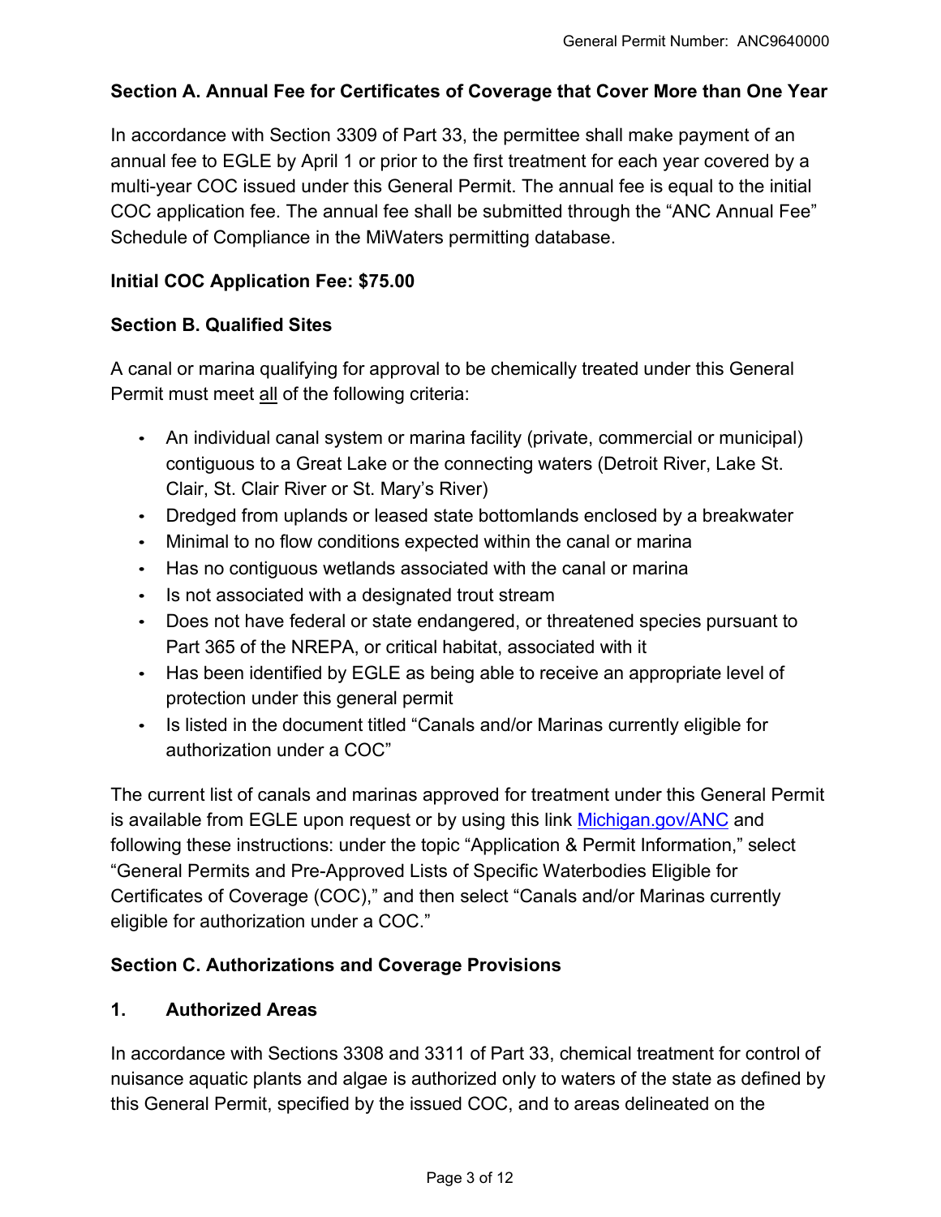## Section A. Annual Fee for Certificates of Coverage that Cover More than One Year

In accordance with Section 3309 of Part 33, the permittee shall make payment of an annual fee to EGLE by April 1 or prior to the first treatment for each year covered by a multi-year COC issued under this General Permit. The annual fee is equal to the initial COC application fee. The annual fee shall be submitted through the "ANC Annual Fee" Schedule of Compliance in the MiWaters permitting database.

**Initial COC Application Fee: $75.00**

## Section B. Qualified Sites

A canal or marina qualifying for approval to be chemically treated under this General Permit must meet <u>all</u> of the following criteria:

- An individual canal system or marina facility (private, commercial or municipal) contiguous to a Great Lake or the connecting waters (Detroit River, Lake St. Clair, St. Clair River or St. Mary's River)
- Dredged from uplands or leased state bottomlands enclosed by a breakwater
- Minimal to no flow conditions expected within the canal or marina
- Has no contiguous wetlands associated with the canal or marina
- Is not associated with a designated trout stream
- Does not have federal or state endangered, or threatened species pursuant to Part 365 of the NREPA, or critical habitat, associated with it
- Has been identified by EGLE as being able to receive an appropriate level of protection under this general permit
- Is listed in the document titled "Canals and/or Marinas currently eligible for authorization under a COC"

The current list of canals and marinas approved for treatment under this General Permit is available from EGLE upon request or by using this link Michigan.gov/ANC and following these instructions: under the topic "Application & Permit Information," select "General Permits and Pre-Approved Lists of Specific Waterbodies Eligible for Certificates of Coverage (COC)," and then select "Canals and/or Marinas currently eligible for authorization under a COC."

## Section C. Authorizations and Coverage Provisions

### 1. Authorized Areas

In accordance with Sections 3308 and 3311 of Part 33, chemical treatment for control of nuisance aquatic plants and algae is authorized only to waters of the state as defined by this General Permit, specified by the issued COC, and to areas delineated on the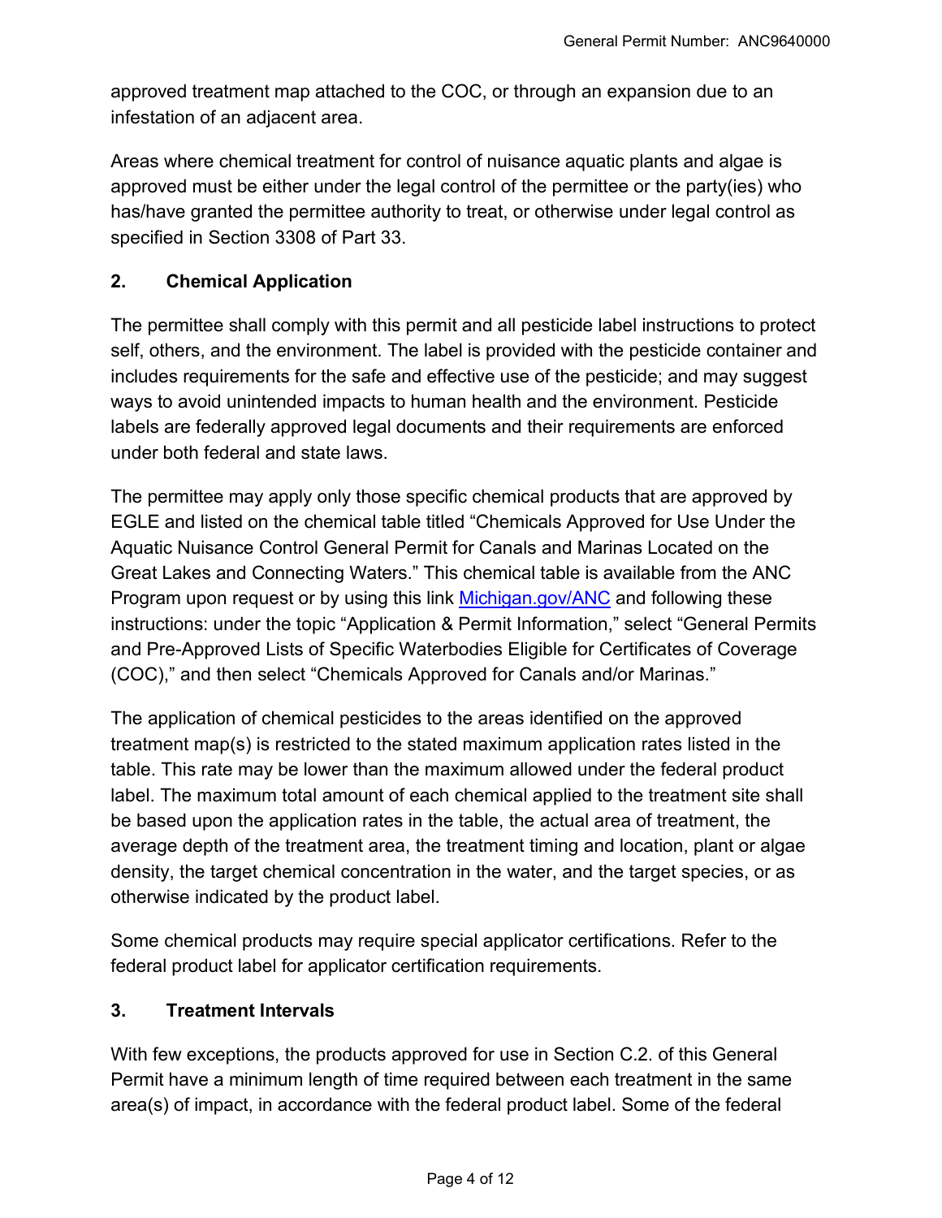approved treatment map attached to the COC, or through an expansion due to an infestation of an adjacent area.

Areas where chemical treatment for control of nuisance aquatic plants and algae is approved must be either under the legal control of the permittee or the party(ies) who has/have granted the permittee authority to treat, or otherwise under legal control as specified in Section 3308 of Part 33.

## 2. Chemical Application

The permittee shall comply with this permit and all pesticide label instructions to protect self, others, and the environment. The label is provided with the pesticide container and includes requirements for the safe and effective use of the pesticide; and may suggest ways to avoid unintended impacts to human health and the environment. Pesticide labels are federally approved legal documents and their requirements are enforced under both federal and state laws.

The permittee may apply only those specific chemical products that are approved by EGLE and listed on the chemical table titled "Chemicals Approved for Use Under the Aquatic Nuisance Control General Permit for Canals and Marinas Located on the Great Lakes and Connecting Waters." This chemical table is available from the ANC Program upon request or by using this link Michigan.gov/ANC and following these instructions: under the topic "Application & Permit Information," select "General Permits and Pre-Approved Lists of Specific Waterbodies Eligible for Certificates of Coverage (COC)," and then select "Chemicals Approved for Canals and/or Marinas."

The application of chemical pesticides to the areas identified on the approved treatment map(s) is restricted to the stated maximum application rates listed in the table. This rate may be lower than the maximum allowed under the federal product label. The maximum total amount of each chemical applied to the treatment site shall be based upon the application rates in the table, the actual area of treatment, the average depth of the treatment area, the treatment timing and location, plant or algae density, the target chemical concentration in the water, and the target species, or as otherwise indicated by the product label.

Some chemical products may require special applicator certifications. Refer to the federal product label for applicator certification requirements.

## 3. Treatment Intervals

With few exceptions, the products approved for use in Section C.2. of this General Permit have a minimum length of time required between each treatment in the same area(s) of impact, in accordance with the federal product label. Some of the federal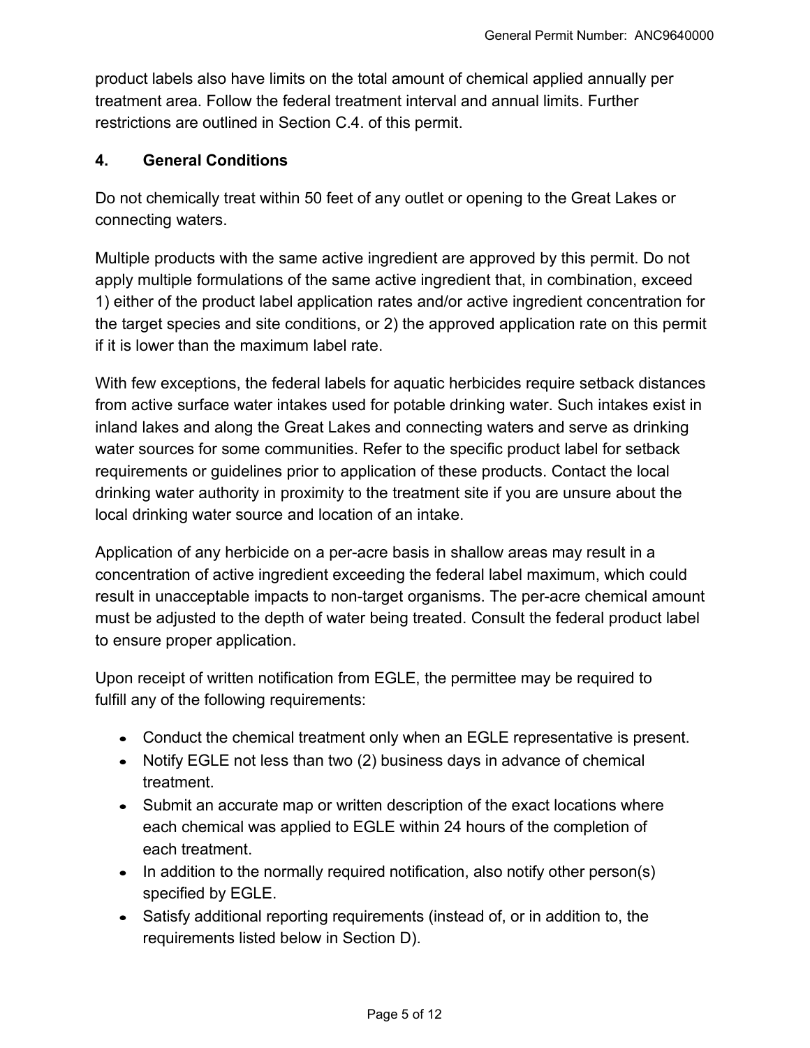product labels also have limits on the total amount of chemical applied annually per treatment area. Follow the federal treatment interval and annual limits. Further restrictions are outlined in Section C.4. of this permit.

### 4. General Conditions

Do not chemically treat within 50 feet of any outlet or opening to the Great Lakes or connecting waters.

Multiple products with the same active ingredient are approved by this permit. Do not apply multiple formulations of the same active ingredient that, in combination, exceed 1) either of the product label application rates and/or active ingredient concentration for the target species and site conditions, or 2) the approved application rate on this permit if it is lower than the maximum label rate.

With few exceptions, the federal labels for aquatic herbicides require setback distances from active surface water intakes used for potable drinking water. Such intakes exist in inland lakes and along the Great Lakes and connecting waters and serve as drinking water sources for some communities. Refer to the specific product label for setback requirements or guidelines prior to application of these products. Contact the local drinking water authority in proximity to the treatment site if you are unsure about the local drinking water source and location of an intake.

Application of any herbicide on a per-acre basis in shallow areas may result in a concentration of active ingredient exceeding the federal label maximum, which could result in unacceptable impacts to non-target organisms. The per-acre chemical amount must be adjusted to the depth of water being treated. Consult the federal product label to ensure proper application.

Upon receipt of written notification from EGLE, the permittee may be required to fulfill any of the following requirements:

- Conduct the chemical treatment only when an EGLE representative is present.
- Notify EGLE not less than two (2) business days in advance of chemical treatment.
- Submit an accurate map or written description of the exact locations where each chemical was applied to EGLE within 24 hours of the completion of each treatment.
- In addition to the normally required notification, also notify other person(s) specified by EGLE.
- Satisfy additional reporting requirements (instead of, or in addition to, the requirements listed below in Section D).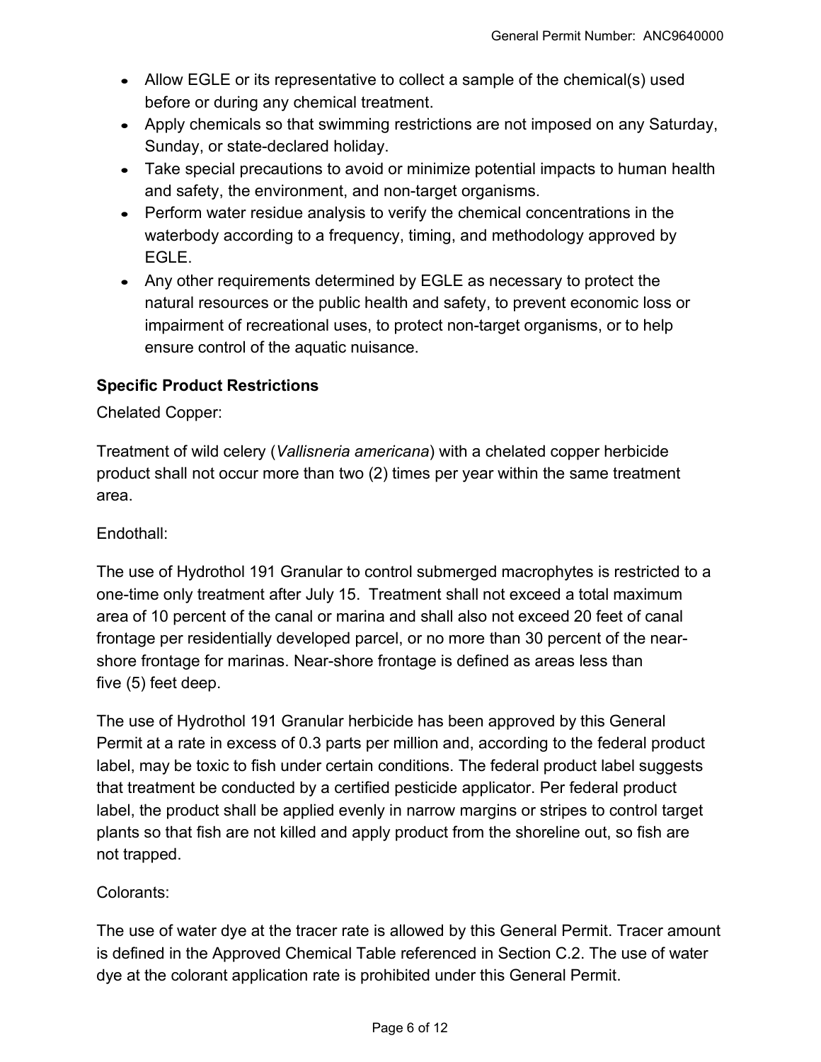- Allow EGLE or its representative to collect a sample of the chemical(s) used before or during any chemical treatment.
- Apply chemicals so that swimming restrictions are not imposed on any Saturday, Sunday, or state-declared holiday.
- Take special precautions to avoid or minimize potential impacts to human health and safety, the environment, and non-target organisms.
- Perform water residue analysis to verify the chemical concentrations in the waterbody according to a frequency, timing, and methodology approved by EGLE.
- Any other requirements determined by EGLE as necessary to protect the natural resources or the public health and safety, to prevent economic loss or impairment of recreational uses, to protect non-target organisms, or to help ensure control of the aquatic nuisance.

**Specific Product Restrictions**

Chelated Copper:

Treatment of wild celery (*Vallisneria americana*) with a chelated copper herbicide product shall not occur more than two (2) times per year within the same treatment area.

Endothall:

The use of Hydrothol 191 Granular to control submerged macrophytes is restricted to a one-time only treatment after July 15. Treatment shall not exceed a total maximum area of 10 percent of the canal or marina and shall also not exceed 20 feet of canal frontage per residentially developed parcel, or no more than 30 percent of the near-shore frontage for marinas. Near-shore frontage is defined as areas less than five (5) feet deep.

The use of Hydrothol 191 Granular herbicide has been approved by this General Permit at a rate in excess of 0.3 parts per million and, according to the federal product label, may be toxic to fish under certain conditions. The federal product label suggests that treatment be conducted by a certified pesticide applicator. Per federal product label, the product shall be applied evenly in narrow margins or stripes to control target plants so that fish are not killed and apply product from the shoreline out, so fish are not trapped.

Colorants:

The use of water dye at the tracer rate is allowed by this General Permit. Tracer amount is defined in the Approved Chemical Table referenced in Section C.2. The use of water dye at the colorant application rate is prohibited under this General Permit.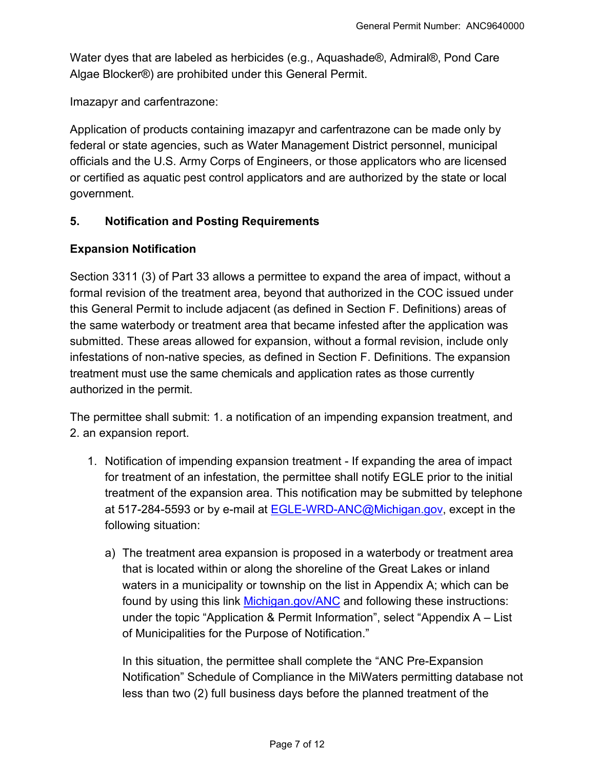Water dyes that are labeled as herbicides (e.g., Aquashade®, Admiral®, Pond Care Algae Blocker®) are prohibited under this General Permit.

Imazapyr and carfentrazone:

Application of products containing imazapyr and carfentrazone can be made only by federal or state agencies, such as Water Management District personnel, municipal officials and the U.S. Army Corps of Engineers, or those applicators who are licensed or certified as aquatic pest control applicators and are authorized by the state or local government.

## 5. Notification and Posting Requirements

### Expansion Notification

Section 3311 (3) of Part 33 allows a permittee to expand the area of impact, without a formal revision of the treatment area, beyond that authorized in the COC issued under this General Permit to include adjacent (as defined in Section F. Definitions) areas of the same waterbody or treatment area that became infested after the application was submitted. These areas allowed for expansion, without a formal revision, include only infestations of non-native species, as defined in Section F. Definitions. The expansion treatment must use the same chemicals and application rates as those currently authorized in the permit.

The permittee shall submit: 1. a notification of an impending expansion treatment, and 2. an expansion report.

1. Notification of impending expansion treatment - If expanding the area of impact for treatment of an infestation, the permittee shall notify EGLE prior to the initial treatment of the expansion area. This notification may be submitted by telephone at 517-284-5593 or by e-mail at [EGLE-WRD-ANC@Michigan.gov](mailto:EGLE-WRD-ANC@Michigan.gov), except in the following situation:

   a) The treatment area expansion is proposed in a waterbody or treatment area that is located within or along the shoreline of the Great Lakes or inland waters in a municipality or township on the list in Appendix A; which can be found by using this link [Michigan.gov/ANC](https://Michigan.gov/ANC) and following these instructions: under the topic "Application & Permit Information", select "Appendix A – List of Municipalities for the Purpose of Notification."

      In this situation, the permittee shall complete the "ANC Pre-Expansion Notification" Schedule of Compliance in the MiWaters permitting database not less than two (2) full business days before the planned treatment of the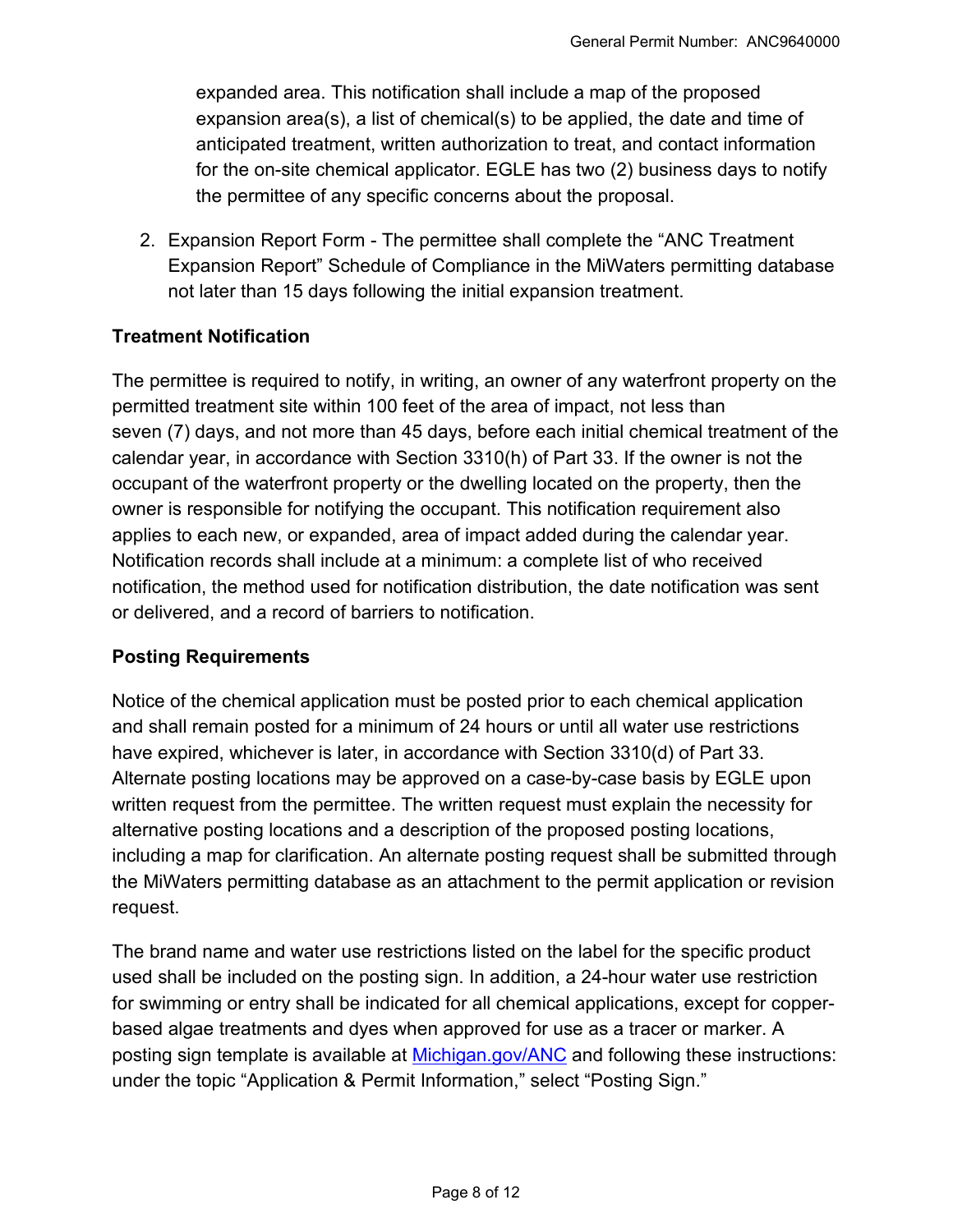expanded area. This notification shall include a map of the proposed expansion area(s), a list of chemical(s) to be applied, the date and time of anticipated treatment, written authorization to treat, and contact information for the on-site chemical applicator. EGLE has two (2) business days to notify the permittee of any specific concerns about the proposal.

2. Expansion Report Form - The permittee shall complete the "ANC Treatment Expansion Report" Schedule of Compliance in the MiWaters permitting database not later than 15 days following the initial expansion treatment.

**Treatment Notification**

The permittee is required to notify, in writing, an owner of any waterfront property on the permitted treatment site within 100 feet of the area of impact, not less than seven (7) days, and not more than 45 days, before each initial chemical treatment of the calendar year, in accordance with Section 3310(h) of Part 33. If the owner is not the occupant of the waterfront property or the dwelling located on the property, then the owner is responsible for notifying the occupant. This notification requirement also applies to each new, or expanded, area of impact added during the calendar year. Notification records shall include at a minimum: a complete list of who received notification, the method used for notification distribution, the date notification was sent or delivered, and a record of barriers to notification.

**Posting Requirements**

Notice of the chemical application must be posted prior to each chemical application and shall remain posted for a minimum of 24 hours or until all water use restrictions have expired, whichever is later, in accordance with Section 3310(d) of Part 33. Alternate posting locations may be approved on a case-by-case basis by EGLE upon written request from the permittee. The written request must explain the necessity for alternative posting locations and a description of the proposed posting locations, including a map for clarification. An alternate posting request shall be submitted through the MiWaters permitting database as an attachment to the permit application or revision request.

The brand name and water use restrictions listed on the label for the specific product used shall be included on the posting sign. In addition, a 24-hour water use restriction for swimming or entry shall be indicated for all chemical applications, except for copper-based algae treatments and dyes when approved for use as a tracer or marker. A posting sign template is available at [Michigan.gov/ANC](Michigan.gov/ANC) and following these instructions: under the topic "Application & Permit Information," select "Posting Sign."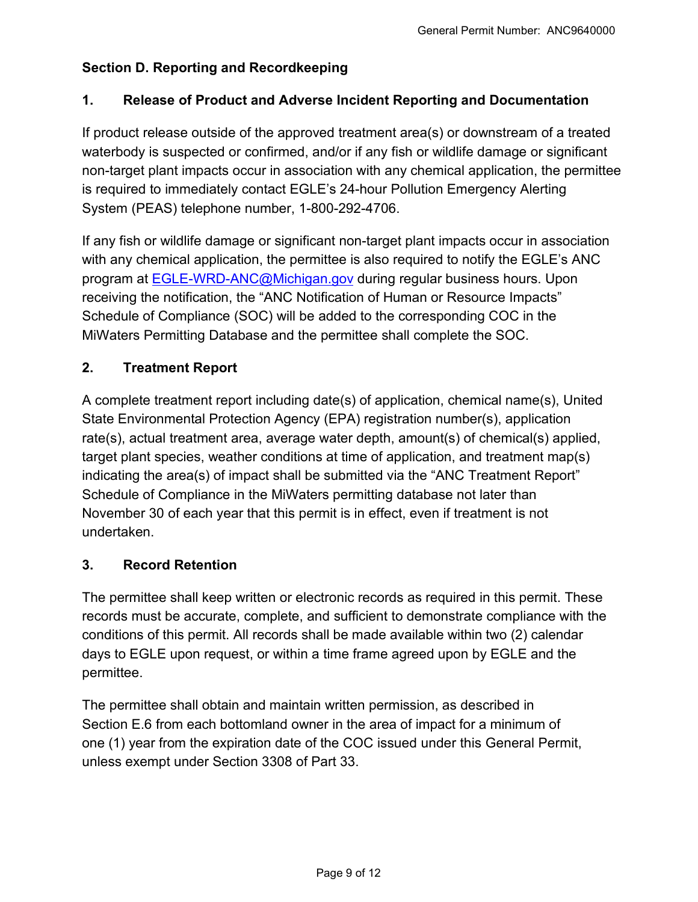## Section D. Reporting and Recordkeeping

### 1. Release of Product and Adverse Incident Reporting and Documentation

If product release outside of the approved treatment area(s) or downstream of a treated waterbody is suspected or confirmed, and/or if any fish or wildlife damage or significant non-target plant impacts occur in association with any chemical application, the permittee is required to immediately contact EGLE's 24-hour Pollution Emergency Alerting System (PEAS) telephone number, 1-800-292-4706.

If any fish or wildlife damage or significant non-target plant impacts occur in association with any chemical application, the permittee is also required to notify the EGLE's ANC program at EGLE-WRD-ANC@Michigan.gov during regular business hours. Upon receiving the notification, the "ANC Notification of Human or Resource Impacts" Schedule of Compliance (SOC) will be added to the corresponding COC in the MiWaters Permitting Database and the permittee shall complete the SOC.

### 2. Treatment Report

A complete treatment report including date(s) of application, chemical name(s), United State Environmental Protection Agency (EPA) registration number(s), application rate(s), actual treatment area, average water depth, amount(s) of chemical(s) applied, target plant species, weather conditions at time of application, and treatment map(s) indicating the area(s) of impact shall be submitted via the "ANC Treatment Report" Schedule of Compliance in the MiWaters permitting database not later than November 30 of each year that this permit is in effect, even if treatment is not undertaken.

### 3. Record Retention

The permittee shall keep written or electronic records as required in this permit. These records must be accurate, complete, and sufficient to demonstrate compliance with the conditions of this permit. All records shall be made available within two (2) calendar days to EGLE upon request, or within a time frame agreed upon by EGLE and the permittee.

The permittee shall obtain and maintain written permission, as described in Section E.6 from each bottomland owner in the area of impact for a minimum of one (1) year from the expiration date of the COC issued under this General Permit, unless exempt under Section 3308 of Part 33.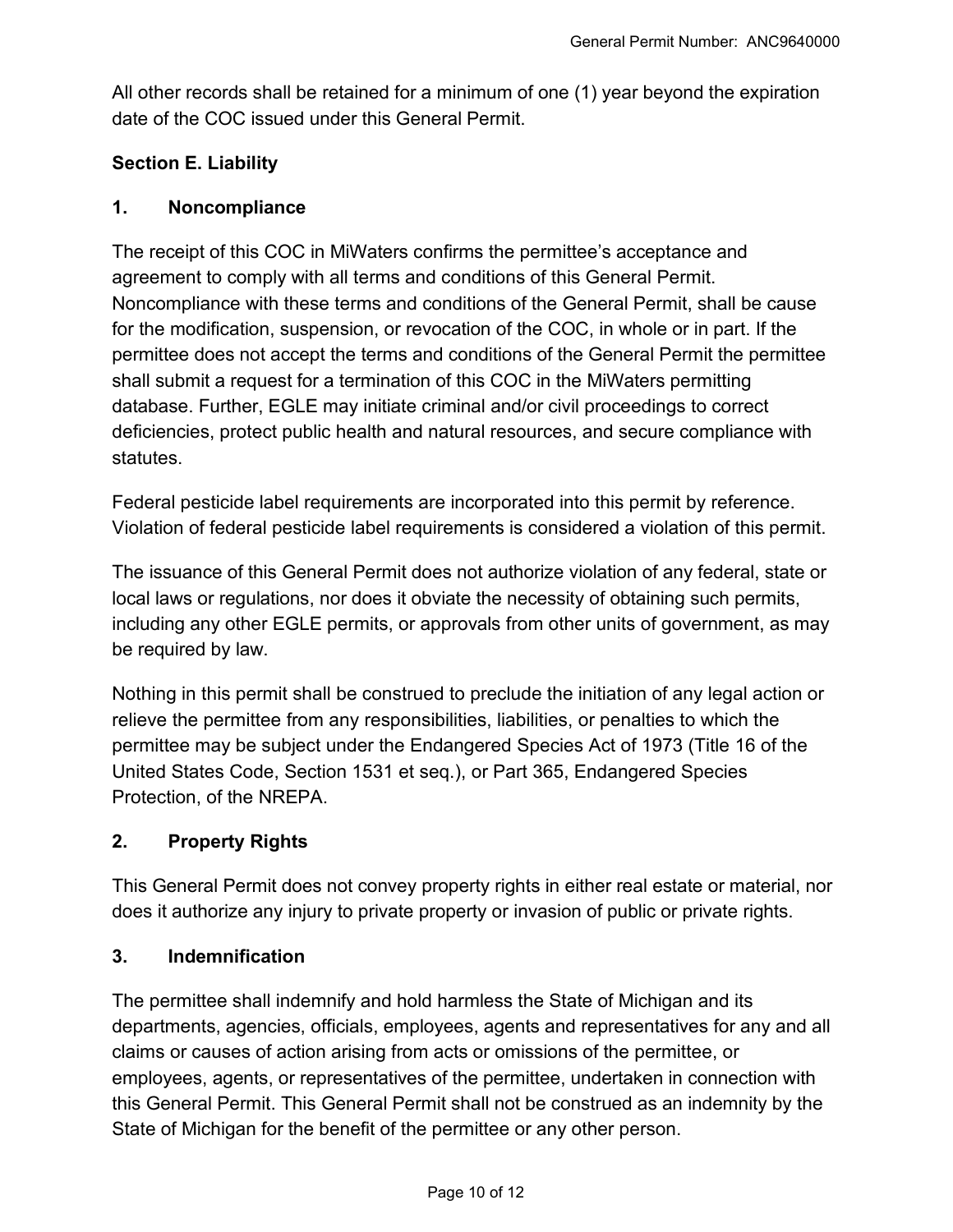All other records shall be retained for a minimum of one (1) year beyond the expiration date of the COC issued under this General Permit.

## Section E. Liability

### 1. Noncompliance

The receipt of this COC in MiWaters confirms the permittee's acceptance and agreement to comply with all terms and conditions of this General Permit. Noncompliance with these terms and conditions of the General Permit, shall be cause for the modification, suspension, or revocation of the COC, in whole or in part. If the permittee does not accept the terms and conditions of the General Permit the permittee shall submit a request for a termination of this COC in the MiWaters permitting database. Further, EGLE may initiate criminal and/or civil proceedings to correct deficiencies, protect public health and natural resources, and secure compliance with statutes.

Federal pesticide label requirements are incorporated into this permit by reference. Violation of federal pesticide label requirements is considered a violation of this permit.

The issuance of this General Permit does not authorize violation of any federal, state or local laws or regulations, nor does it obviate the necessity of obtaining such permits, including any other EGLE permits, or approvals from other units of government, as may be required by law.

Nothing in this permit shall be construed to preclude the initiation of any legal action or relieve the permittee from any responsibilities, liabilities, or penalties to which the permittee may be subject under the Endangered Species Act of 1973 (Title 16 of the United States Code, Section 1531 et seq.), or Part 365, Endangered Species Protection, of the NREPA.

### 2. Property Rights

This General Permit does not convey property rights in either real estate or material, nor does it authorize any injury to private property or invasion of public or private rights.

### 3. Indemnification

The permittee shall indemnify and hold harmless the State of Michigan and its departments, agencies, officials, employees, agents and representatives for any and all claims or causes of action arising from acts or omissions of the permittee, or employees, agents, or representatives of the permittee, undertaken in connection with this General Permit. This General Permit shall not be construed as an indemnity by the State of Michigan for the benefit of the permittee or any other person.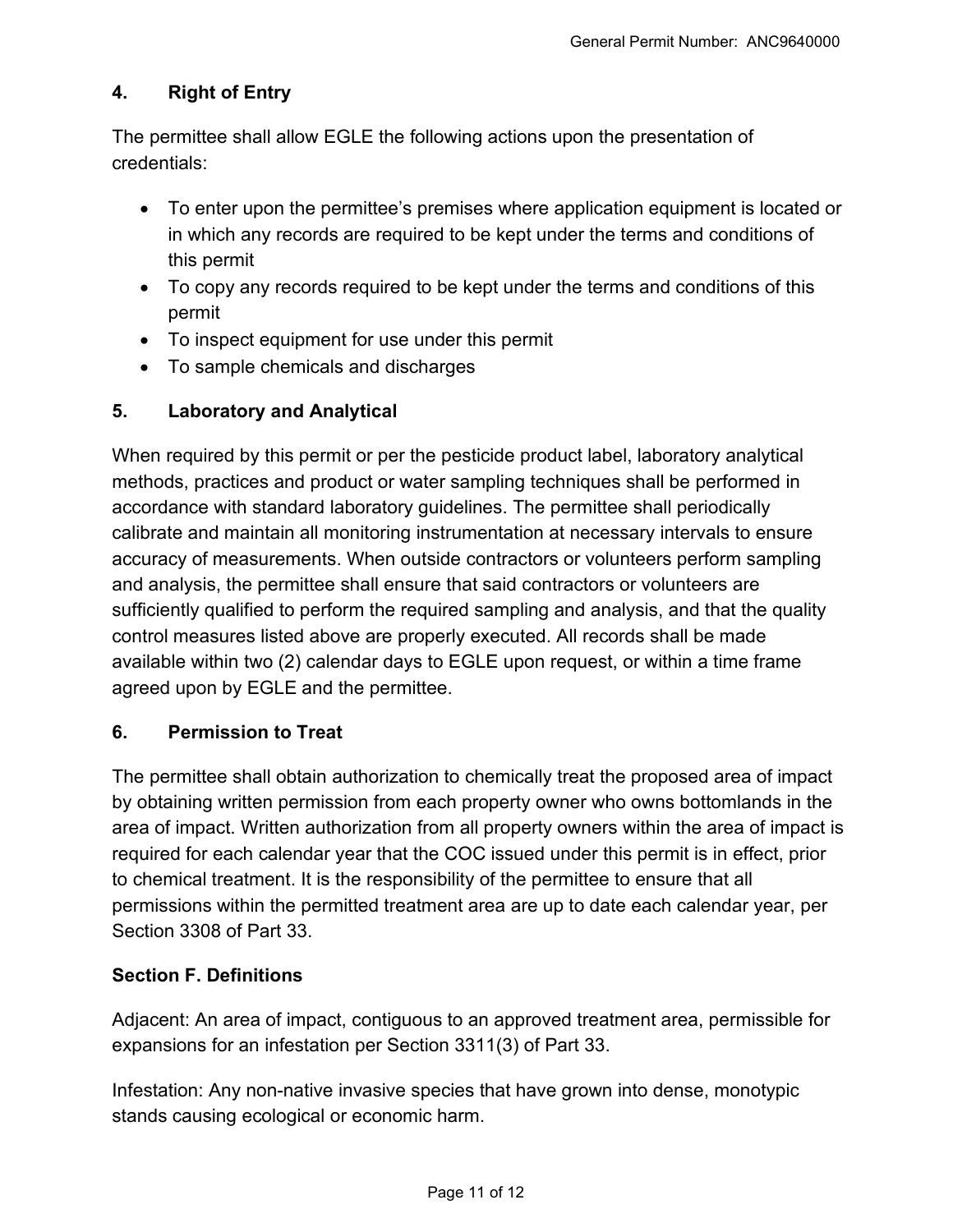### 4. Right of Entry

The permittee shall allow EGLE the following actions upon the presentation of credentials:

- To enter upon the permittee's premises where application equipment is located or in which any records are required to be kept under the terms and conditions of this permit
- To copy any records required to be kept under the terms and conditions of this permit
- To inspect equipment for use under this permit
- To sample chemicals and discharges

### 5. Laboratory and Analytical

When required by this permit or per the pesticide product label, laboratory analytical methods, practices and product or water sampling techniques shall be performed in accordance with standard laboratory guidelines. The permittee shall periodically calibrate and maintain all monitoring instrumentation at necessary intervals to ensure accuracy of measurements. When outside contractors or volunteers perform sampling and analysis, the permittee shall ensure that said contractors or volunteers are sufficiently qualified to perform the required sampling and analysis, and that the quality control measures listed above are properly executed. All records shall be made available within two (2) calendar days to EGLE upon request, or within a time frame agreed upon by EGLE and the permittee.

### 6. Permission to Treat

The permittee shall obtain authorization to chemically treat the proposed area of impact by obtaining written permission from each property owner who owns bottomlands in the area of impact. Written authorization from all property owners within the area of impact is required for each calendar year that the COC issued under this permit is in effect, prior to chemical treatment. It is the responsibility of the permittee to ensure that all permissions within the permitted treatment area are up to date each calendar year, per Section 3308 of Part 33.

## Section F. Definitions

Adjacent: An area of impact, contiguous to an approved treatment area, permissible for expansions for an infestation per Section 3311(3) of Part 33.

Infestation: Any non-native invasive species that have grown into dense, monotypic stands causing ecological or economic harm.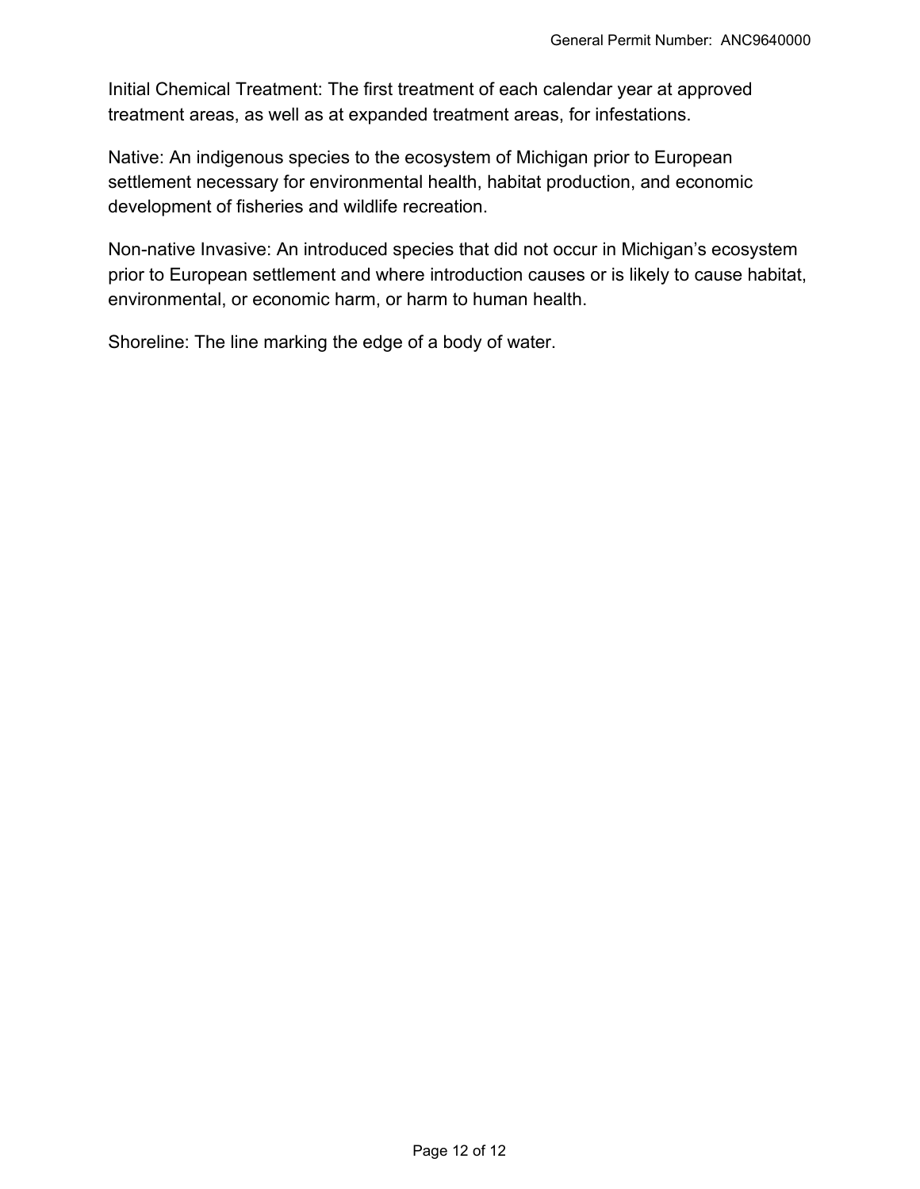Initial Chemical Treatment: The first treatment of each calendar year at approved treatment areas, as well as at expanded treatment areas, for infestations.

Native: An indigenous species to the ecosystem of Michigan prior to European settlement necessary for environmental health, habitat production, and economic development of fisheries and wildlife recreation.

Non-native Invasive: An introduced species that did not occur in Michigan's ecosystem prior to European settlement and where introduction causes or is likely to cause habitat, environmental, or economic harm, or harm to human health.

Shoreline: The line marking the edge of a body of water.